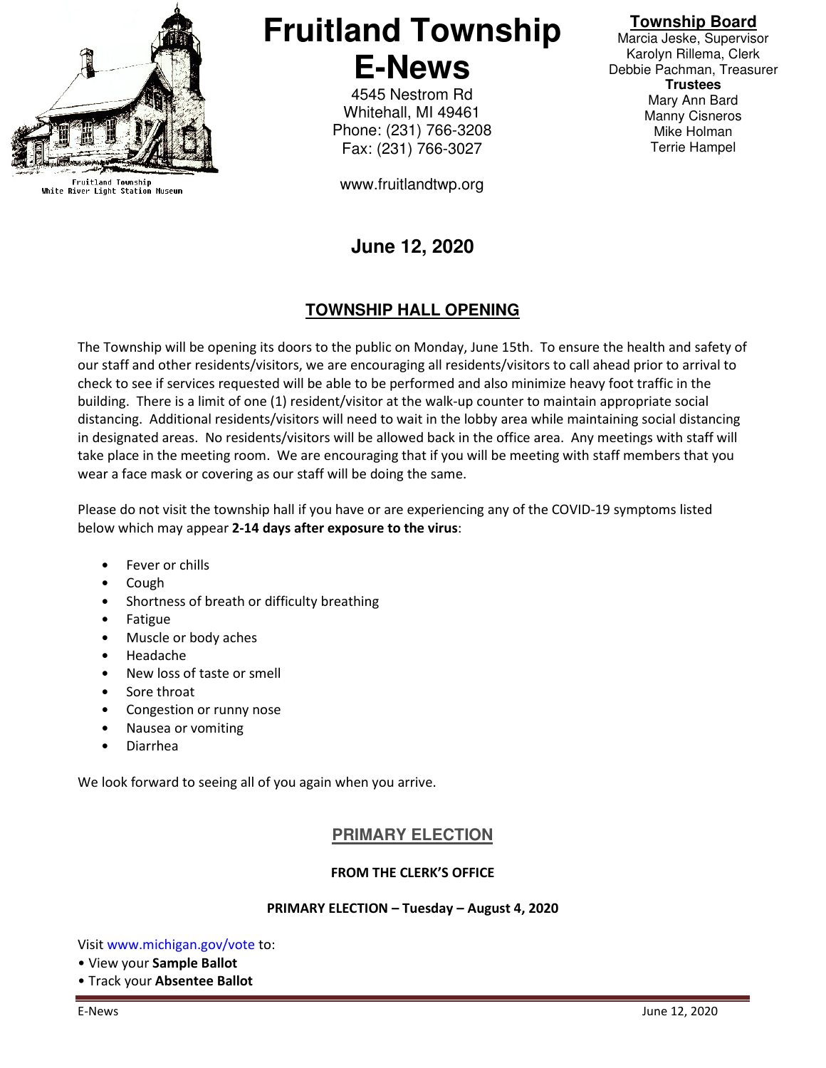Fruitland Township
White River Light Station Museum

# Fruitland Township E-News

4545 Nestrom Rd
Whitehall, MI 49461
Phone: (231) 766-3208
Fax: (231) 766-3027

www.fruitlandtwp.org

**Township Board**
Marcia Jeske, Supervisor
Karolyn Rillema, Clerk
Debbie Pachman, Treasurer
**Trustees**
Mary Ann Bard
Manny Cisneros
Mike Holman
Terrie Hampel

**June 12, 2020**

## TOWNSHIP HALL OPENING

The Township will be opening its doors to the public on Monday, June 15th. To ensure the health and safety of our staff and other residents/visitors, we are encouraging all residents/visitors to call ahead prior to arrival to check to see if services requested will be able to be performed and also minimize heavy foot traffic in the building. There is a limit of one (1) resident/visitor at the walk-up counter to maintain appropriate social distancing. Additional residents/visitors will need to wait in the lobby area while maintaining social distancing in designated areas. No residents/visitors will be allowed back in the office area. Any meetings with staff will take place in the meeting room. We are encouraging that if you will be meeting with staff members that you wear a face mask or covering as our staff will be doing the same.

Please do not visit the township hall if you have or are experiencing any of the COVID-19 symptoms listed below which may appear **2-14 days after exposure to the virus**:

- Fever or chills
- Cough
- Shortness of breath or difficulty breathing
- Fatigue
- Muscle or body aches
- Headache
- New loss of taste or smell
- Sore throat
- Congestion or runny nose
- Nausea or vomiting
- Diarrhea

We look forward to seeing all of you again when you arrive.

## PRIMARY ELECTION

**FROM THE CLERK'S OFFICE**

**PRIMARY ELECTION – Tuesday – August 4, 2020**

Visit www.michigan.gov/vote to:
- View your **Sample Ballot**
- Track your **Absentee Ballot**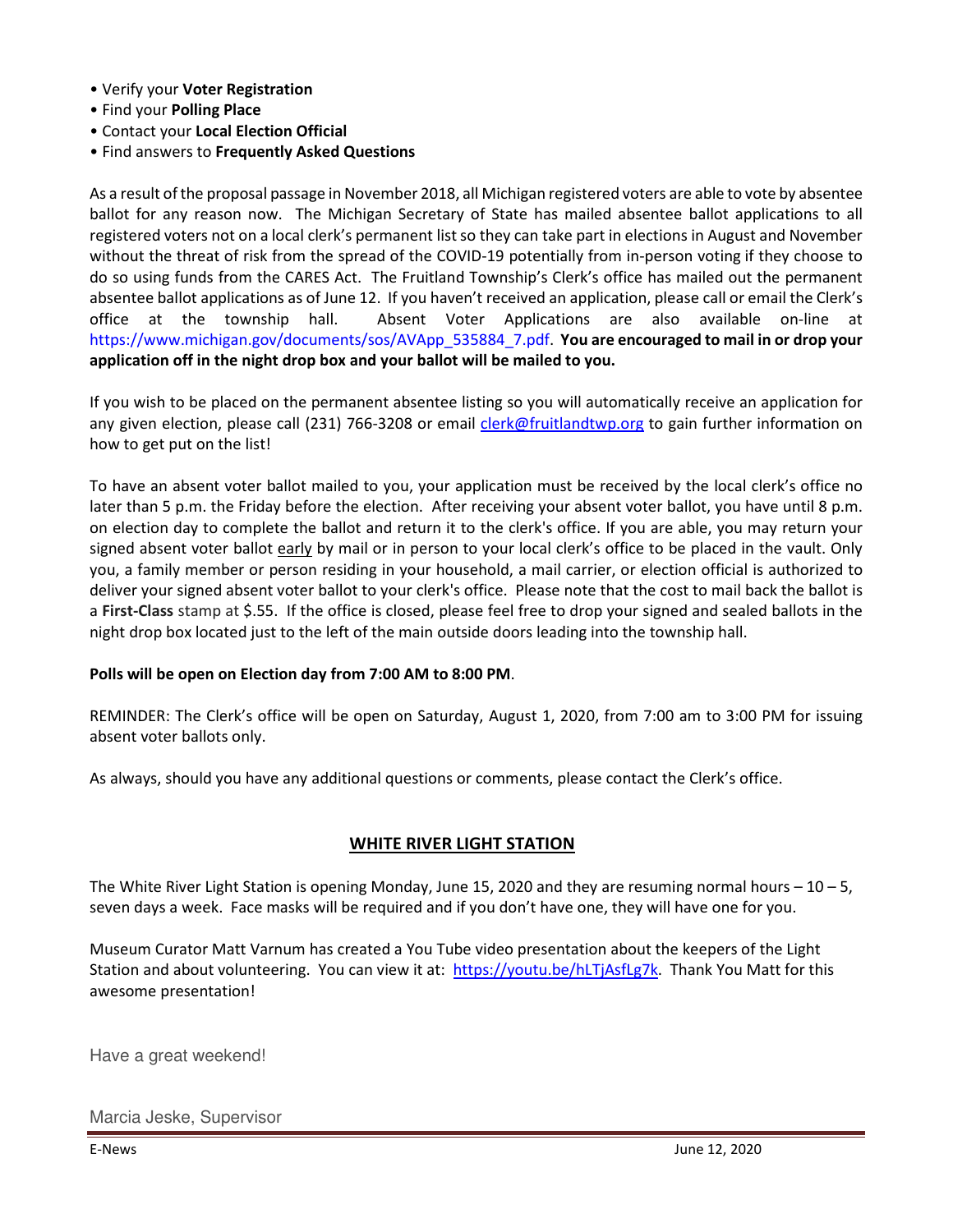- Verify your **Voter Registration**
- Find your **Polling Place**
- Contact your **Local Election Official**
- Find answers to **Frequently Asked Questions**

As a result of the proposal passage in November 2018, all Michigan registered voters are able to vote by absentee ballot for any reason now. The Michigan Secretary of State has mailed absentee ballot applications to all registered voters not on a local clerk's permanent list so they can take part in elections in August and November without the threat of risk from the spread of the COVID-19 potentially from in-person voting if they choose to do so using funds from the CARES Act. The Fruitland Township's Clerk's office has mailed out the permanent absentee ballot applications as of June 12. If you haven't received an application, please call or email the Clerk's office at the township hall. Absent Voter Applications are also available on-line at https://www.michigan.gov/documents/sos/AVApp_535884_7.pdf. **You are encouraged to mail in or drop your application off in the night drop box and your ballot will be mailed to you.**

If you wish to be placed on the permanent absentee listing so you will automatically receive an application for any given election, please call (231) 766-3208 or email clerk@fruitlandtwp.org to gain further information on how to get put on the list!

To have an absent voter ballot mailed to you, your application must be received by the local clerk's office no later than 5 p.m. the Friday before the election. After receiving your absent voter ballot, you have until 8 p.m. on election day to complete the ballot and return it to the clerk's office. If you are able, you may return your signed absent voter ballot early by mail or in person to your local clerk's office to be placed in the vault. Only you, a family member or person residing in your household, a mail carrier, or election official is authorized to deliver your signed absent voter ballot to your clerk's office. Please note that the cost to mail back the ballot is a **First-Class** stamp at $.55. If the office is closed, please feel free to drop your signed and sealed ballots in the night drop box located just to the left of the main outside doors leading into the township hall.

**Polls will be open on Election day from 7:00 AM to 8:00 PM**.

REMINDER: The Clerk's office will be open on Saturday, August 1, 2020, from 7:00 am to 3:00 PM for issuing absent voter ballots only.

As always, should you have any additional questions or comments, please contact the Clerk's office.

## WHITE RIVER LIGHT STATION

The White River Light Station is opening Monday, June 15, 2020 and they are resuming normal hours – 10 – 5, seven days a week. Face masks will be required and if you don't have one, they will have one for you.

Museum Curator Matt Varnum has created a You Tube video presentation about the keepers of the Light Station and about volunteering. You can view it at: https://youtu.be/hLTjAsfLg7k. Thank You Matt for this awesome presentation!

Have a great weekend!

Marcia Jeske, Supervisor